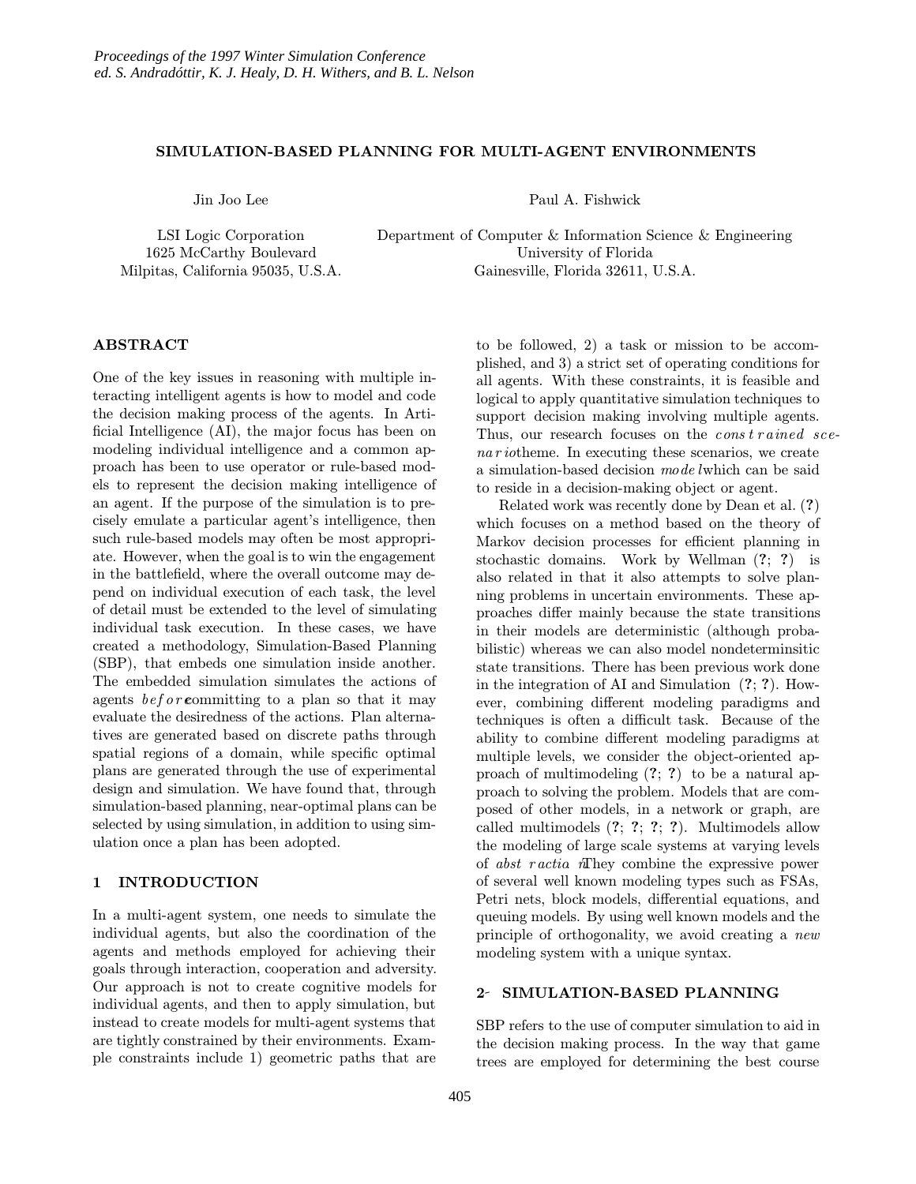# SIMULATION-BASED PLANNING FOR MULTI-AGENT ENVIRONMENTS

Jin Joo Lee

LSI Logic Corporation
1625 McCarthy Boulevard
Milpitas, California 95035, U.S.A.

Paul A. Fishwick

Department of Computer & Information Science & Engineering
University of Florida
Gainesville, Florida 32611, U.S.A.

## ABSTRACT

One of the key issues in reasoning with multiple interacting intelligent agents is how to model and code the decision making process of the agents. In Artificial Intelligence (AI), the major focus has been on modeling individual intelligence and a common approach has been to use operator or rule-based models to represent the decision making intelligence of an agent. If the purpose of the simulation is to precisely emulate a particular agent's intelligence, then such rule-based models may often be most appropriate. However, when the goal is to win the engagement in the battlefield, where the overall outcome may depend on individual execution of each task, the level of detail must be extended to the level of simulating individual task execution. In these cases, we have created a methodology, Simulation-Based Planning (SBP), that embeds one simulation inside another. The embedded simulation simulates the actions of agents *before* committing to a plan so that it may evaluate the desiredness of the actions. Plan alternatives are generated based on discrete paths through spatial regions of a domain, while specific optimal plans are generated through the use of experimental design and simulation. We have found that, through simulation-based planning, near-optimal plans can be selected by using simulation, in addition to using simulation once a plan has been adopted.

## 1 INTRODUCTION

In a multi-agent system, one needs to simulate the individual agents, but also the coordination of the agents and methods employed for achieving their goals through interaction, cooperation and adversity. Our approach is not to create cognitive models for individual agents, and then to apply simulation, but instead to create models for multi-agent systems that are tightly constrained by their environments. Example constraints include 1) geometric paths that are to be followed, 2) a task or mission to be accomplished, and 3) a strict set of operating conditions for all agents. With these constraints, it is feasible and logical to apply quantitative simulation techniques to support decision making involving multiple agents. Thus, our research focuses on the *constrained scenario* theme. In executing these scenarios, we create a simulation-based decision *model* which can be said to reside in a decision-making object or agent.

Related work was recently done by Dean et al. (?) which focuses on a method based on the theory of Markov decision processes for efficient planning in stochastic domains. Work by Wellman (?; ?) is also related in that it also attempts to solve planning problems in uncertain environments. These approaches differ mainly because the state transitions in their models are deterministic (although probabilistic) whereas we can also model nondeterminsitic state transitions. There has been previous work done in the integration of AI and Simulation (?; ?). However, combining different modeling paradigms and techniques is often a difficult task. Because of the ability to combine different modeling paradigms at multiple levels, we consider the object-oriented approach of multimodeling (?; ?) to be a natural approach to solving the problem. Models that are composed of other models, in a network or graph, are called multimodels (?; ?; ?; ?). Multimodels allow the modeling of large scale systems at varying levels of *abstraction*. They combine the expressive power of several well known modeling types such as FSAs, Petri nets, block models, differential equations, and queuing models. By using well known models and the principle of orthogonality, we avoid creating a *new* modeling system with a unique syntax.

## 2 SIMULATION-BASED PLANNING

SBP refers to the use of computer simulation to aid in the decision making process. In the way that game trees are employed for determining the best course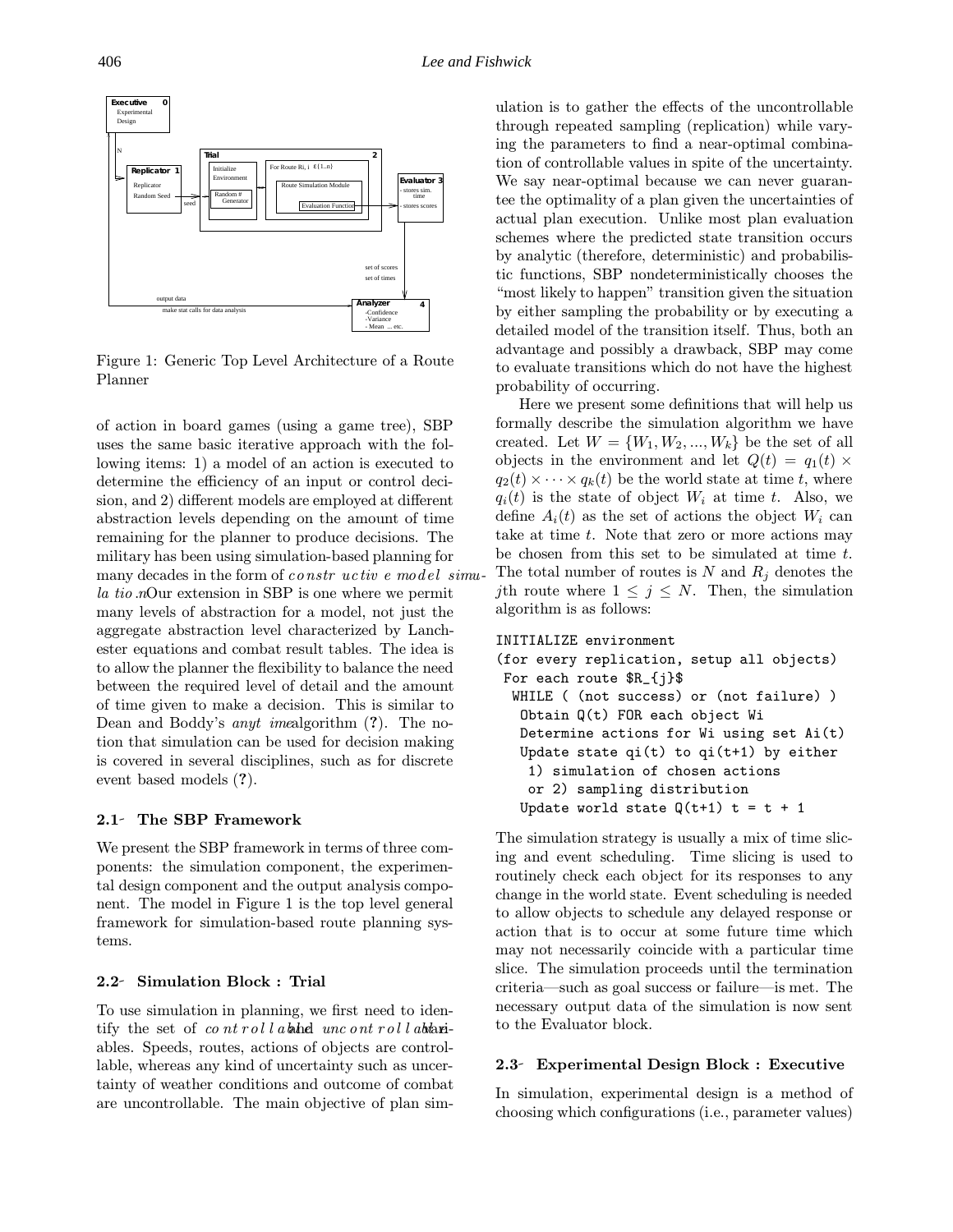Figure 1: Generic Top Level Architecture of a Route Planner

of action in board games (using a game tree), SBP uses the same basic iterative approach with the following items: 1) a model of an action is executed to determine the efficiency of an input or control decision, and 2) different models are employed at different abstraction levels depending on the amount of time remaining for the planner to produce decisions. The military has been using simulation-based planning for many decades in the form of *constructive model simulation*. Our extension in SBP is one where we permit many levels of abstraction for a model, not just the aggregate abstraction level characterized by Lanchester equations and combat result tables. The idea is to allow the planner the flexibility to balance the need between the required level of detail and the amount of time given to make a decision. This is similar to Dean and Boddy's *anytime* algorithm (**?**). The notion that simulation can be used for decision making is covered in several disciplines, such as for discrete event based models (**?**).

### 2.1 The SBP Framework

We present the SBP framework in terms of three components: the simulation component, the experimental design component and the output analysis component. The model in Figure 1 is the top level general framework for simulation-based route planning systems.

### 2.2 Simulation Block : Trial

To use simulation in planning, we first need to identify the set of *controllable* and *uncontrollable* variables. Speeds, routes, actions of objects are controllable, whereas any kind of uncertainty such as uncertainty of weather conditions and outcome of combat are uncontrollable. The main objective of plan simulation is to gather the effects of the uncontrollable through repeated sampling (replication) while varying the parameters to find a near-optimal combination of controllable values in spite of the uncertainty. We say near-optimal because we can never guarantee the optimality of a plan given the uncertainties of actual plan execution. Unlike most plan evaluation schemes where the predicted state transition occurs by analytic (therefore, deterministic) and probabilistic functions, SBP nondeterministically chooses the "most likely to happen" transition given the situation by either sampling the probability or by executing a detailed model of the transition itself. Thus, both an advantage and possibly a drawback, SBP may come to evaluate transitions which do not have the highest probability of occurring.

Here we present some definitions that will help us formally describe the simulation algorithm we have created. Let $W = \{W_1, W_2, ..., W_k\}$ be the set of all objects in the environment and let $Q(t) = q_1(t) \times q_2(t) \times \cdots \times q_k(t)$ be the world state at time $t$, where $q_i(t)$ is the state of object $W_i$ at time $t$. Also, we define $A_i(t)$ as the set of actions the object $W_i$ can take at time $t$. Note that zero or more actions may be chosen from this set to be simulated at time $t$. The total number of routes is $N$ and $R_j$ denotes the $j$th route where $1 \leq j \leq N$. Then, the simulation algorithm is as follows:

```
INITIALIZE environment
(for every replication, setup all objects)
 For each route $R_{j}$
  WHILE ( (not success) or (not failure) )
   Obtain Q(t) FOR each object Wi
   Determine actions for Wi using set Ai(t)
   Update state qi(t) to qi(t+1) by either
    1) simulation of chosen actions
    or 2) sampling distribution
   Update world state Q(t+1) t = t + 1
```

The simulation strategy is usually a mix of time slicing and event scheduling. Time slicing is used to routinely check each object for its responses to any change in the world state. Event scheduling is needed to allow objects to schedule any delayed response or action that is to occur at some future time which may not necessarily coincide with a particular time slice. The simulation proceeds until the termination criteria—such as goal success or failure—is met. The necessary output data of the simulation is now sent to the Evaluator block.

### 2.3 Experimental Design Block : Executive

In simulation, experimental design is a method of choosing which configurations (i.e., parameter values)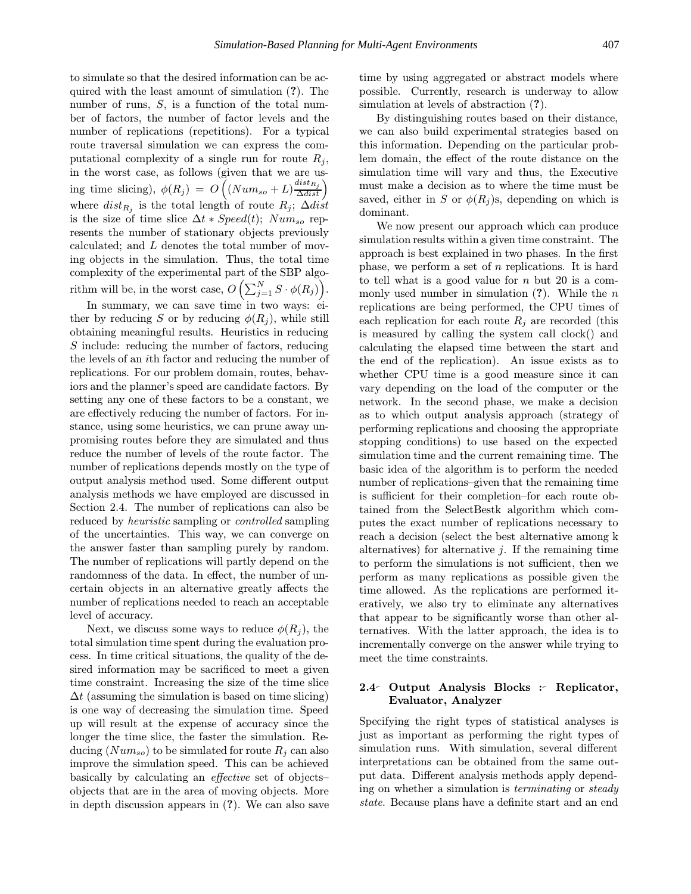to simulate so that the desired information can be acquired with the least amount of simulation (?). The number of runs, $S$, is a function of the total number of factors, the number of factor levels and the number of replications (repetitions). For a typical route traversal simulation we can express the computational complexity of a single run for route $R_j$, in the worst case, as follows (given that we are using time slicing), $\phi(R_j) = O\left((Num_{so} + L)\frac{dist_{R_j}}{\Delta dist}\right)$ where $dist_{R_j}$ is the total length of route $R_j$; $\Delta dist$ is the size of time slice $\Delta t * Speed(t)$; $Num_{so}$ represents the number of stationary objects previously calculated; and $L$ denotes the total number of moving objects in the simulation. Thus, the total time complexity of the experimental part of the SBP algorithm will be, in the worst case, $O\left(\sum_{j=1}^{N} S \cdot \phi(R_j)\right)$.

In summary, we can save time in two ways: either by reducing $S$ or by reducing $\phi(R_j)$, while still obtaining meaningful results. Heuristics in reducing $S$ include: reducing the number of factors, reducing the levels of an $i$th factor and reducing the number of replications. For our problem domain, routes, behaviors and the planner's speed are candidate factors. By setting any one of these factors to be a constant, we are effectively reducing the number of factors. For instance, using some heuristics, we can prune away unpromising routes before they are simulated and thus reduce the number of levels of the route factor. The number of replications depends mostly on the type of output analysis method used. Some different output analysis methods we have employed are discussed in Section 2.4. The number of replications can also be reduced by *heuristic* sampling or *controlled* sampling of the uncertainties. This way, we can converge on the answer faster than sampling purely by random. The number of replications will partly depend on the randomness of the data. In effect, the number of uncertain objects in an alternative greatly affects the number of replications needed to reach an acceptable level of accuracy.

Next, we discuss some ways to reduce $\phi(R_j)$, the total simulation time spent during the evaluation process. In time critical situations, the quality of the desired information may be sacrificed to meet a given time constraint. Increasing the size of the time slice $\Delta t$ (assuming the simulation is based on time slicing) is one way of decreasing the simulation time. Speed up will result at the expense of accuracy since the longer the time slice, the faster the simulation. Reducing $(Num_{so})$ to be simulated for route $R_j$ can also improve the simulation speed. This can be achieved basically by calculating an *effective* set of objects–objects that are in the area of moving objects. More in depth discussion appears in (?). We can also save time by using aggregated or abstract models where possible. Currently, research is underway to allow simulation at levels of abstraction (?).

By distinguishing routes based on their distance, we can also build experimental strategies based on this information. Depending on the particular problem domain, the effect of the route distance on the simulation time will vary and thus, the Executive must make a decision as to where the time must be saved, either in $S$ or $\phi(R_j)$s, depending on which is dominant.

We now present our approach which can produce simulation results within a given time constraint. The approach is best explained in two phases. In the first phase, we perform a set of $n$ replications. It is hard to tell what is a good value for $n$ but 20 is a commonly used number in simulation (?). While the $n$ replications are being performed, the CPU times of each replication for each route $R_j$ are recorded (this is measured by calling the system call clock() and calculating the elapsed time between the start and the end of the replication). An issue exists as to whether CPU time is a good measure since it can vary depending on the load of the computer or the network. In the second phase, we make a decision as to which output analysis approach (strategy of performing replications and choosing the appropriate stopping conditions) to use based on the expected simulation time and the current remaining time. The basic idea of the algorithm is to perform the needed number of replications–given that the remaining time is sufficient for their completion–for each route obtained from the SelectBestk algorithm which computes the exact number of replications necessary to reach a decision (select the best alternative among k alternatives) for alternative $j$. If the remaining time to perform the simulations is not sufficient, then we perform as many replications as possible given the time allowed. As the replications are performed iteratively, we also try to eliminate any alternatives that appear to be significantly worse than other alternatives. With the latter approach, the idea is to incrementally converge on the answer while trying to meet the time constraints.

### 2.4- Output Analysis Blocks :- Replicator, Evaluator, Analyzer

Specifying the right types of statistical analyses is just as important as performing the right types of simulation runs. With simulation, several different interpretations can be obtained from the same output data. Different analysis methods apply depending on whether a simulation is *terminating* or *steady state*. Because plans have a definite start and an end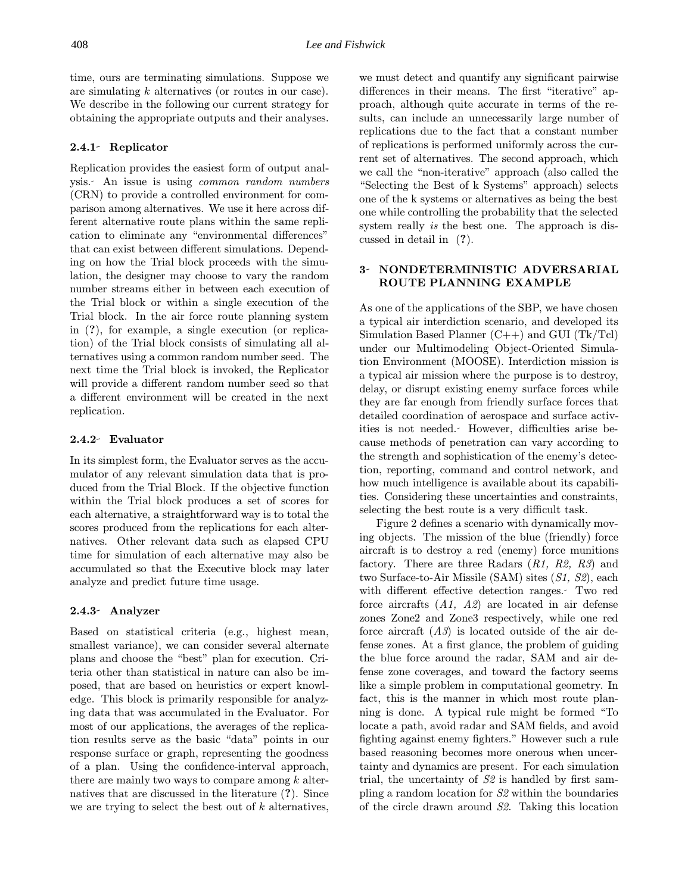time, ours are terminating simulations. Suppose we are simulating $k$ alternatives (or routes in our case). We describe in the following our current strategy for obtaining the appropriate outputs and their analyses.

#### 2.4.1 Replicator

Replication provides the easiest form of output analysis. An issue is using *common random numbers* (CRN) to provide a controlled environment for comparison among alternatives. We use it here across different alternative route plans within the same replication to eliminate any "environmental differences" that can exist between different simulations. Depending on how the Trial block proceeds with the simulation, the designer may choose to vary the random number streams either in between each execution of the Trial block or within a single execution of the Trial block. In the air force route planning system in (**?**), for example, a single execution (or replication) of the Trial block consists of simulating all alternatives using a common random number seed. The next time the Trial block is invoked, the Replicator will provide a different random number seed so that a different environment will be created in the next replication.

#### 2.4.2 Evaluator

In its simplest form, the Evaluator serves as the accumulator of any relevant simulation data that is produced from the Trial Block. If the objective function within the Trial block produces a set of scores for each alternative, a straightforward way is to total the scores produced from the replications for each alternatives. Other relevant data such as elapsed CPU time for simulation of each alternative may also be accumulated so that the Executive block may later analyze and predict future time usage.

#### 2.4.3 Analyzer

Based on statistical criteria (e.g., highest mean, smallest variance), we can consider several alternate plans and choose the "best" plan for execution. Criteria other than statistical in nature can also be imposed, that are based on heuristics or expert knowledge. This block is primarily responsible for analyzing data that was accumulated in the Evaluator. For most of our applications, the averages of the replication results serve as the basic "data" points in our response surface or graph, representing the goodness of a plan. Using the confidence-interval approach, there are mainly two ways to compare among $k$ alternatives that are discussed in the literature (**?**). Since we are trying to select the best out of $k$ alternatives, we must detect and quantify any significant pairwise differences in their means. The first "iterative" approach, although quite accurate in terms of the results, can include an unnecessarily large number of replications due to the fact that a constant number of replications is performed uniformly across the current set of alternatives. The second approach, which we call the "non-iterative" approach (also called the "Selecting the Best of k Systems" approach) selects one of the k systems or alternatives as being the best one while controlling the probability that the selected system really *is* the best one. The approach is discussed in detail in (**?**).

## 3 NONDETERMINISTIC ADVERSARIAL ROUTE PLANNING EXAMPLE

As one of the applications of the SBP, we have chosen a typical air interdiction scenario, and developed its Simulation Based Planner (C++) and GUI (Tk/Tcl) under our Multimodeling Object-Oriented Simulation Environment (MOOSE). Interdiction mission is a typical air mission where the purpose is to destroy, delay, or disrupt existing enemy surface forces while they are far enough from friendly surface forces that detailed coordination of aerospace and surface activities is not needed. However, difficulties arise because methods of penetration can vary according to the strength and sophistication of the enemy's detection, reporting, command and control network, and how much intelligence is available about its capabilities. Considering these uncertainties and constraints, selecting the best route is a very difficult task.

Figure 2 defines a scenario with dynamically moving objects. The mission of the blue (friendly) force aircraft is to destroy a red (enemy) force munitions factory. There are three Radars (*R1, R2, R3*) and two Surface-to-Air Missile (SAM) sites (*S1, S2*), each with different effective detection ranges. Two red force aircrafts (*A1, A2*) are located in air defense zones Zone2 and Zone3 respectively, while one red force aircraft (*A3*) is located outside of the air defense zones. At a first glance, the problem of guiding the blue force around the radar, SAM and air defense zone coverages, and toward the factory seems like a simple problem in computational geometry. In fact, this is the manner in which most route planning is done. A typical rule might be formed "To locate a path, avoid radar and SAM fields, and avoid fighting against enemy fighters." However such a rule based reasoning becomes more onerous when uncertainty and dynamics are present. For each simulation trial, the uncertainty of *S2* is handled by first sampling a random location for *S2* within the boundaries of the circle drawn around *S2*. Taking this location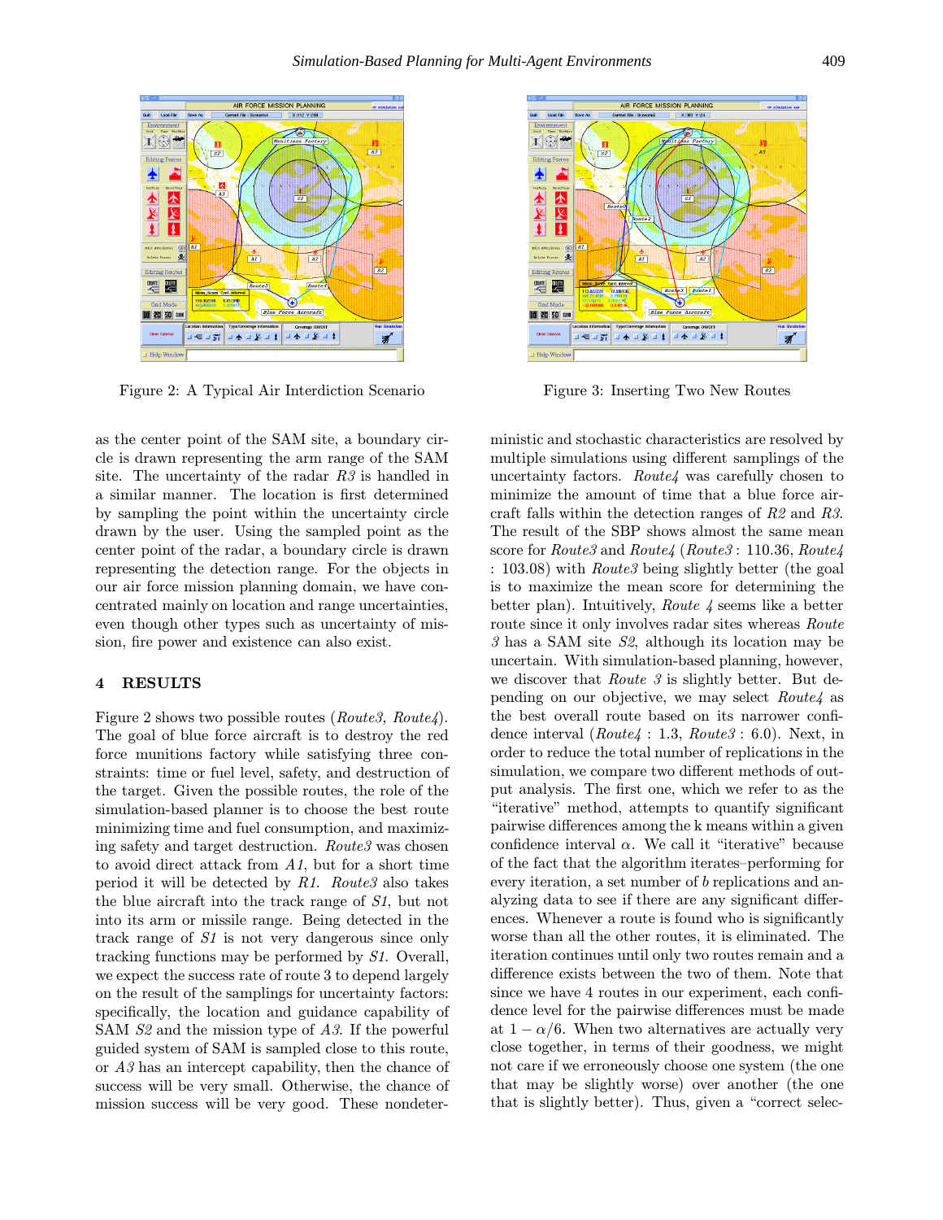Figure 2: A Typical Air Interdiction Scenario

Figure 3: Inserting Two New Routes

as the center point of the SAM site, a boundary circle is drawn representing the arm range of the SAM site. The uncertainty of the radar *R3* is handled in a similar manner. The location is first determined by sampling the point within the uncertainty circle drawn by the user. Using the sampled point as the center point of the radar, a boundary circle is drawn representing the detection range. For the objects in our air force mission planning domain, we have concentrated mainly on location and range uncertainties, even though other types such as uncertainty of mission, fire power and existence can also exist.

## 4 RESULTS

Figure 2 shows two possible routes (*Route3, Route4*). The goal of blue force aircraft is to destroy the red force munitions factory while satisfying three constraints: time or fuel level, safety, and destruction of the target. Given the possible routes, the role of the simulation-based planner is to choose the best route minimizing time and fuel consumption, and maximizing safety and target destruction. *Route3* was chosen to avoid direct attack from *A1*, but for a short time period it will be detected by *R1*. *Route3* also takes the blue aircraft into the track range of *S1*, but not into its arm or missile range. Being detected in the track range of *S1* is not very dangerous since only tracking functions may be performed by *S1*. Overall, we expect the success rate of route 3 to depend largely on the result of the samplings for uncertainty factors: specifically, the location and guidance capability of SAM *S2* and the mission type of *A3*. If the powerful guided system of SAM is sampled close to this route, or *A3* has an intercept capability, then the chance of success will be very small. Otherwise, the chance of mission success will be very good. These nondeterministic and stochastic characteristics are resolved by multiple simulations using different samplings of the uncertainty factors. *Route4* was carefully chosen to minimize the amount of time that a blue force aircraft falls within the detection ranges of *R2* and *R3*. The result of the SBP shows almost the same mean score for *Route3* and *Route4* (*Route3* : 110.36, *Route4* : 103.08) with *Route3* being slightly better (the goal is to maximize the mean score for determining the better plan). Intuitively, *Route 4* seems like a better route since it only involves radar sites whereas *Route 3* has a SAM site *S2*, although its location may be uncertain. With simulation-based planning, however, we discover that *Route 3* is slightly better. But depending on our objective, we may select *Route4* as the best overall route based on its narrower confidence interval (*Route4* : 1.3, *Route3* : 6.0). Next, in order to reduce the total number of replications in the simulation, we compare two different methods of output analysis. The first one, which we refer to as the "iterative" method, attempts to quantify significant pairwise differences among the k means within a given confidence interval $\alpha$. We call it "iterative" because of the fact that the algorithm iterates–performing for every iteration, a set number of *b* replications and analyzing data to see if there are any significant differences. Whenever a route is found who is significantly worse than all the other routes, it is eliminated. The iteration continues until only two routes remain and a difference exists between the two of them. Note that since we have 4 routes in our experiment, each confidence level for the pairwise differences must be made at $1 - \alpha/6$. When two alternatives are actually very close together, in terms of their goodness, we might not care if we erroneously choose one system (the one that may be slightly worse) over another (the one that is slightly better). Thus, given a "correct selec-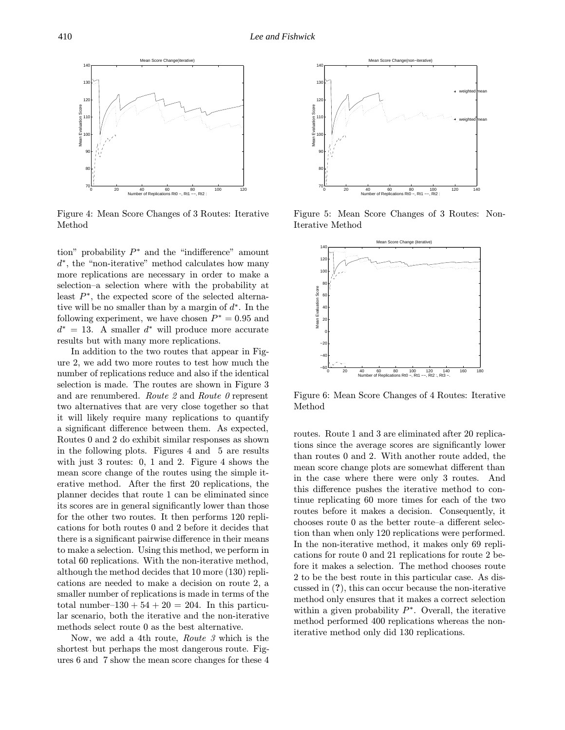Figure 4: Mean Score Changes of 3 Routes: Iterative Method

Figure 5: Mean Score Changes of 3 Routes: Non-Iterative Method

tion" probability $P^*$ and the "indifference" amount $d^*$, the "non-iterative" method calculates how many more replications are necessary in order to make a selection–a selection where with the probability at least $P^*$, the expected score of the selected alternative will be no smaller than by a margin of $d^*$. In the following experiment, we have chosen $P^* = 0.95$ and $d^* = 13$. A smaller $d^*$ will produce more accurate results but with many more replications.

In addition to the two routes that appear in Figure 2, we add two more routes to test how much the number of replications reduce and also if the identical selection is made. The routes are shown in Figure 3 and are renumbered. *Route 2* and *Route 0* represent two alternatives that are very close together so that it will likely require many replications to quantify a significant difference between them. As expected, Routes 0 and 2 do exhibit similar responses as shown in the following plots. Figures 4 and 5 are results with just 3 routes: 0, 1 and 2. Figure 4 shows the mean score change of the routes using the simple iterative method. After the first 20 replications, the planner decides that route 1 can be eliminated since its scores are in general significantly lower than those for the other two routes. It then performs 120 replications for both routes 0 and 2 before it decides that there is a significant pairwise difference in their means to make a selection. Using this method, we perform in total 60 replications. With the non-iterative method, although the method decides that 10 more (130) replications are needed to make a decision on route 2, a smaller number of replications is made in terms of the total number–$130 + 54 + 20 = 204$. In this particular scenario, both the iterative and the non-iterative methods select route 0 as the best alternative.

Now, we add a 4th route, *Route 3* which is the shortest but perhaps the most dangerous route. Figures 6 and 7 show the mean score changes for these 4

Figure 6: Mean Score Changes of 4 Routes: Iterative Method

routes. Route 1 and 3 are eliminated after 20 replications since the average scores are significantly lower than routes 0 and 2. With another route added, the mean score change plots are somewhat different than in the case where there were only 3 routes. And this difference pushes the iterative method to continue replicating 60 more times for each of the two routes before it makes a decision. Consequently, it chooses route 0 as the better route–a different selection than when only 120 replications were performed. In the non-iterative method, it makes only 69 replications for route 0 and 21 replications for route 2 before it makes a selection. The method chooses route 2 to be the best route in this particular case. As discussed in (**?**), this can occur because the non-iterative method only ensures that it makes a correct selection within a given probability $P^*$. Overall, the iterative method performed 400 replications whereas the non-iterative method only did 130 replications.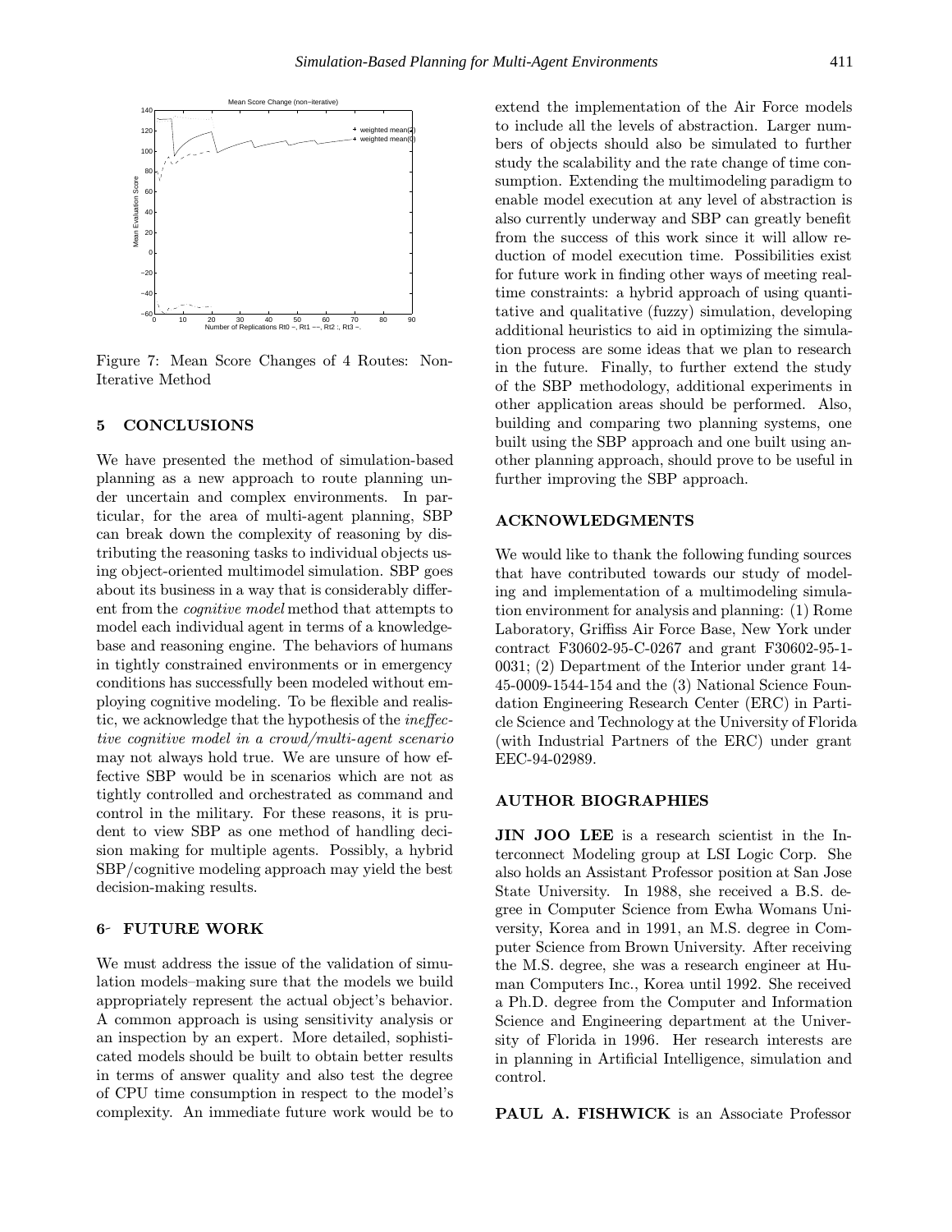Figure 7: Mean Score Changes of 4 Routes: Non-Iterative Method

## 5 CONCLUSIONS

We have presented the method of simulation-based planning as a new approach to route planning under uncertain and complex environments. In particular, for the area of multi-agent planning, SBP can break down the complexity of reasoning by distributing the reasoning tasks to individual objects using object-oriented multimodel simulation. SBP goes about its business in a way that is considerably different from the *cognitive model* method that attempts to model each individual agent in terms of a knowledge-base and reasoning engine. The behaviors of humans in tightly constrained environments or in emergency conditions has successfully been modeled without employing cognitive modeling. To be flexible and realistic, we acknowledge that the hypothesis of the *ineffective cognitive model in a crowd/multi-agent scenario* may not always hold true. We are unsure of how effective SBP would be in scenarios which are not as tightly controlled and orchestrated as command and control in the military. For these reasons, it is prudent to view SBP as one method of handling decision making for multiple agents. Possibly, a hybrid SBP/cognitive modeling approach may yield the best decision-making results.

## 6 FUTURE WORK

We must address the issue of the validation of simulation models–making sure that the models we build appropriately represent the actual object's behavior. A common approach is using sensitivity analysis or an inspection by an expert. More detailed, sophisticated models should be built to obtain better results in terms of answer quality and also test the degree of CPU time consumption in respect to the model's complexity. An immediate future work would be to extend the implementation of the Air Force models to include all the levels of abstraction. Larger numbers of objects should also be simulated to further study the scalability and the rate change of time consumption. Extending the multimodeling paradigm to enable model execution at any level of abstraction is also currently underway and SBP can greatly benefit from the success of this work since it will allow reduction of model execution time. Possibilities exist for future work in finding other ways of meeting real-time constraints: a hybrid approach of using quantitative and qualitative (fuzzy) simulation, developing additional heuristics to aid in optimizing the simulation process are some ideas that we plan to research in the future. Finally, to further extend the study of the SBP methodology, additional experiments in other application areas should be performed. Also, building and comparing two planning systems, one built using the SBP approach and one built using another planning approach, should prove to be useful in further improving the SBP approach.

## ACKNOWLEDGMENTS

We would like to thank the following funding sources that have contributed towards our study of modeling and implementation of a multimodeling simulation environment for analysis and planning: (1) Rome Laboratory, Griffiss Air Force Base, New York under contract F30602-95-C-0267 and grant F30602-95-1-0031; (2) Department of the Interior under grant 14-45-0009-1544-154 and the (3) National Science Foundation Engineering Research Center (ERC) in Particle Science and Technology at the University of Florida (with Industrial Partners of the ERC) under grant EEC-94-02989.

## AUTHOR BIOGRAPHIES

**JIN JOO LEE** is a research scientist in the Interconnect Modeling group at LSI Logic Corp. She also holds an Assistant Professor position at San Jose State University. In 1988, she received a B.S. degree in Computer Science from Ewha Womans University, Korea and in 1991, an M.S. degree in Computer Science from Brown University. After receiving the M.S. degree, she was a research engineer at Human Computers Inc., Korea until 1992. She received a Ph.D. degree from the Computer and Information Science and Engineering department at the University of Florida in 1996. Her research interests are in planning in Artificial Intelligence, simulation and control.

**PAUL A. FISHWICK** is an Associate Professor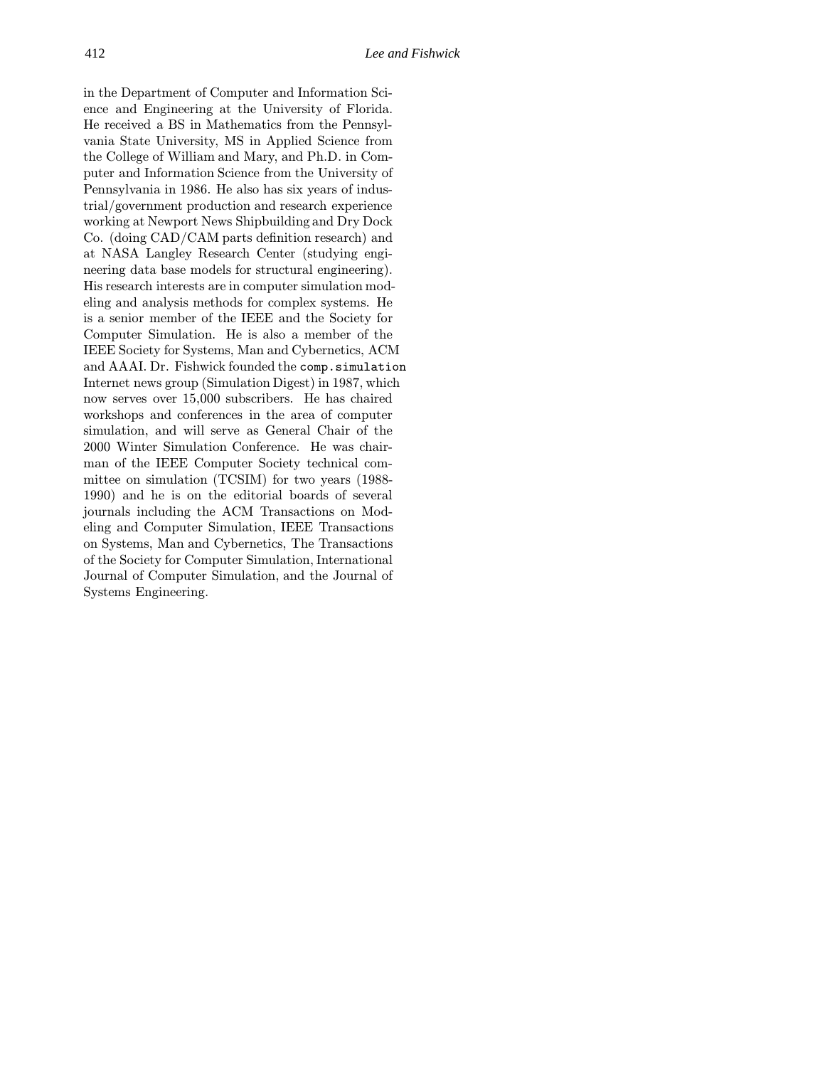in the Department of Computer and Information Science and Engineering at the University of Florida. He received a BS in Mathematics from the Pennsylvania State University, MS in Applied Science from the College of William and Mary, and Ph.D. in Computer and Information Science from the University of Pennsylvania in 1986. He also has six years of industrial/government production and research experience working at Newport News Shipbuilding and Dry Dock Co. (doing CAD/CAM parts definition research) and at NASA Langley Research Center (studying engineering data base models for structural engineering). His research interests are in computer simulation modeling and analysis methods for complex systems. He is a senior member of the IEEE and the Society for Computer Simulation. He is also a member of the IEEE Society for Systems, Man and Cybernetics, ACM and AAAI. Dr. Fishwick founded the `comp.simulation` Internet news group (Simulation Digest) in 1987, which now serves over 15,000 subscribers. He has chaired workshops and conferences in the area of computer simulation, and will serve as General Chair of the 2000 Winter Simulation Conference. He was chairman of the IEEE Computer Society technical committee on simulation (TCSIM) for two years (1988-1990) and he is on the editorial boards of several journals including the ACM Transactions on Modeling and Computer Simulation, IEEE Transactions on Systems, Man and Cybernetics, The Transactions of the Society for Computer Simulation, International Journal of Computer Simulation, and the Journal of Systems Engineering.